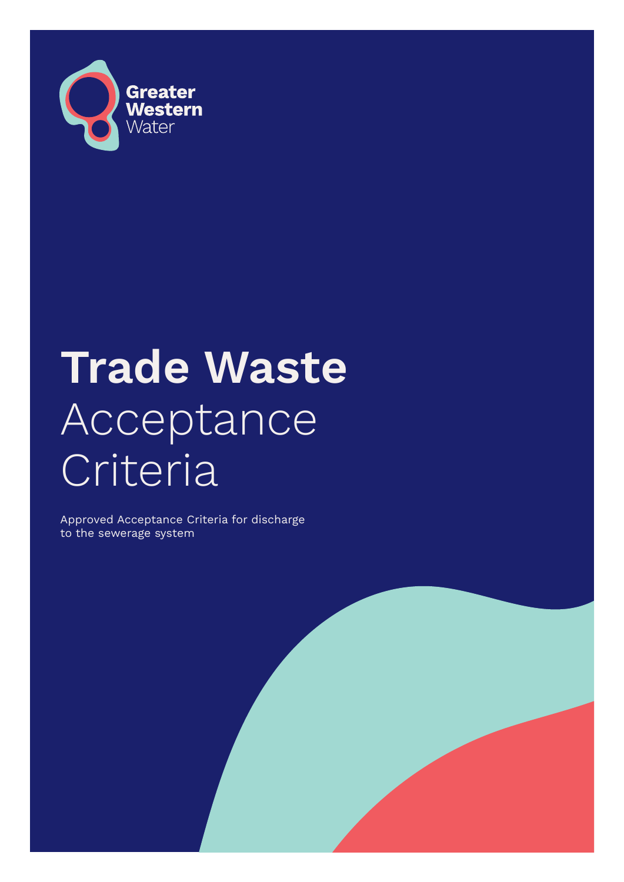Greater Western Water

# **Trade Waste** Acceptance Criteria

Approved Acceptance Criteria for discharge to the sewerage system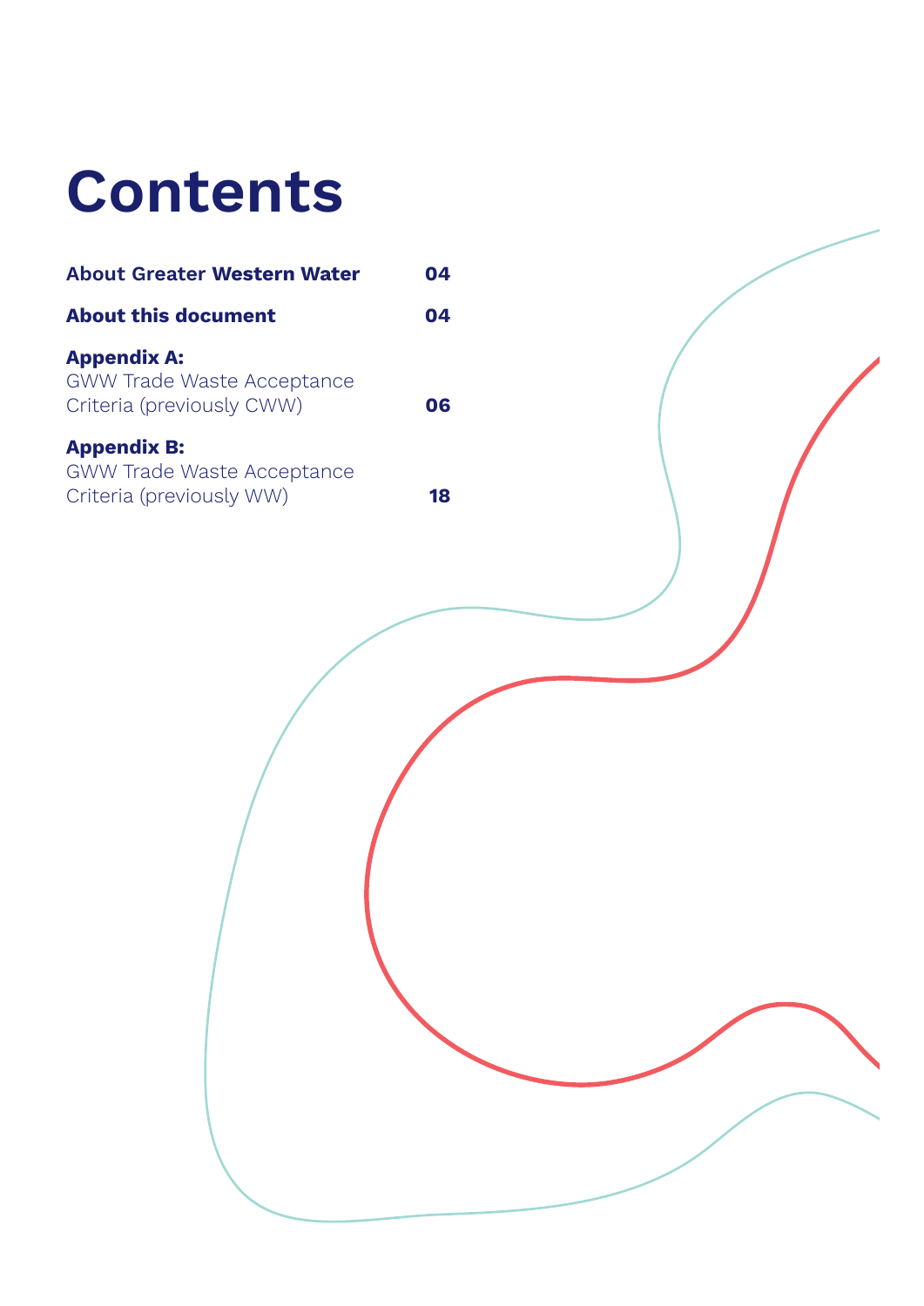# Contents

| | |
|---|---|
| **About Greater Western Water** | **04** |
| **About this document** | **04** |
| **Appendix A:** GWW Trade Waste Acceptance Criteria (previously CWW) | **06** |
| **Appendix B:** GWW Trade Waste Acceptance Criteria (previously WW) | **18** |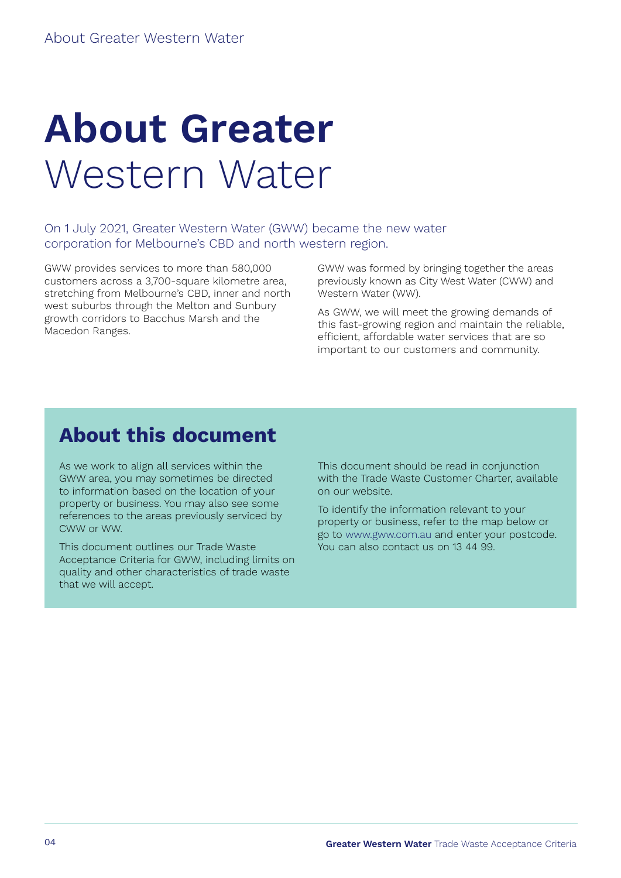# **About Greater** Western Water

On 1 July 2021, Greater Western Water (GWW) became the new water corporation for Melbourne's CBD and north western region.

GWW provides services to more than 580,000 customers across a 3,700-square kilometre area, stretching from Melbourne's CBD, inner and north west suburbs through the Melton and Sunbury growth corridors to Bacchus Marsh and the Macedon Ranges.

GWW was formed by bringing together the areas previously known as City West Water (CWW) and Western Water (WW).

As GWW, we will meet the growing demands of this fast-growing region and maintain the reliable, efficient, affordable water services that are so important to our customers and community.

## About this document

As we work to align all services within the GWW area, you may sometimes be directed to information based on the location of your property or business. You may also see some references to the areas previously serviced by CWW or WW.

This document outlines our Trade Waste Acceptance Criteria for GWW, including limits on quality and other characteristics of trade waste that we will accept.

This document should be read in conjunction with the Trade Waste Customer Charter, available on our website.

To identify the information relevant to your property or business, refer to the map below or go to www.gww.com.au and enter your postcode. You can also contact us on 13 44 99.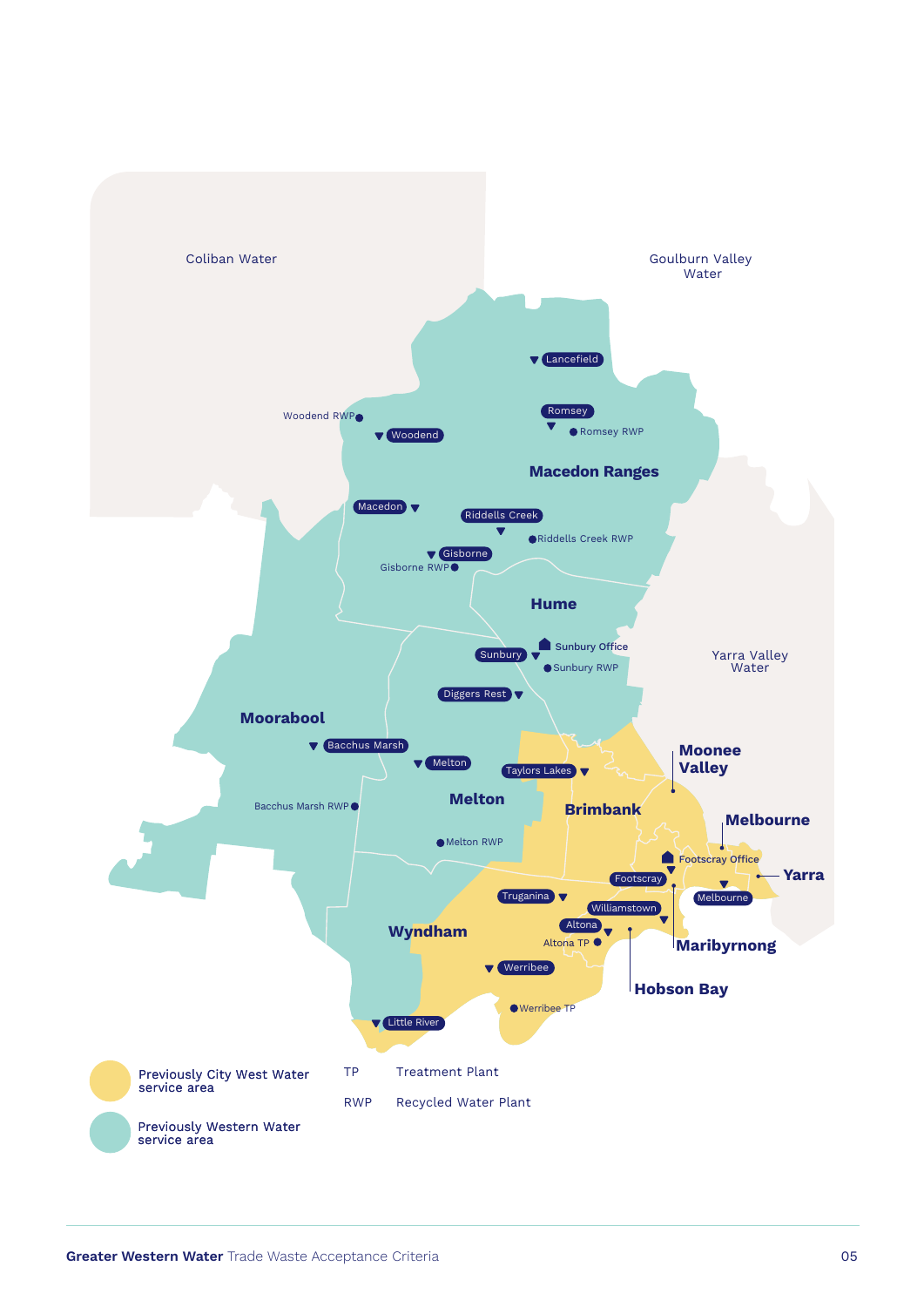Coliban Water

Goulburn Valley Water

Yarra Valley Water

Macedon Ranges

Lancefield

Romsey

Romsey RWP

Woodend RWP

Woodend

Macedon

Riddells Creek

Riddells Creek RWP

Gisborne

Gisborne RWP

Hume

Sunbury Office

Sunbury

Sunbury RWP

Diggers Rest

Moorabool

Bacchus Marsh

Bacchus Marsh RWP

Melton

Melton RWP

Taylors Lakes

Moonee Valley

Brimbank

Melbourne

Footscray Office

Footscray

Yarra

Truganina

Williamstown

Altona

Altona TP

Wyndham

Maribyrnong

Hobson Bay

Werribee

Werribee TP

Little River

Previously City West Water service area

Previously Western Water service area

| | |
|---|---|
| TP | Treatment Plant |
| RWP | Recycled Water Plant |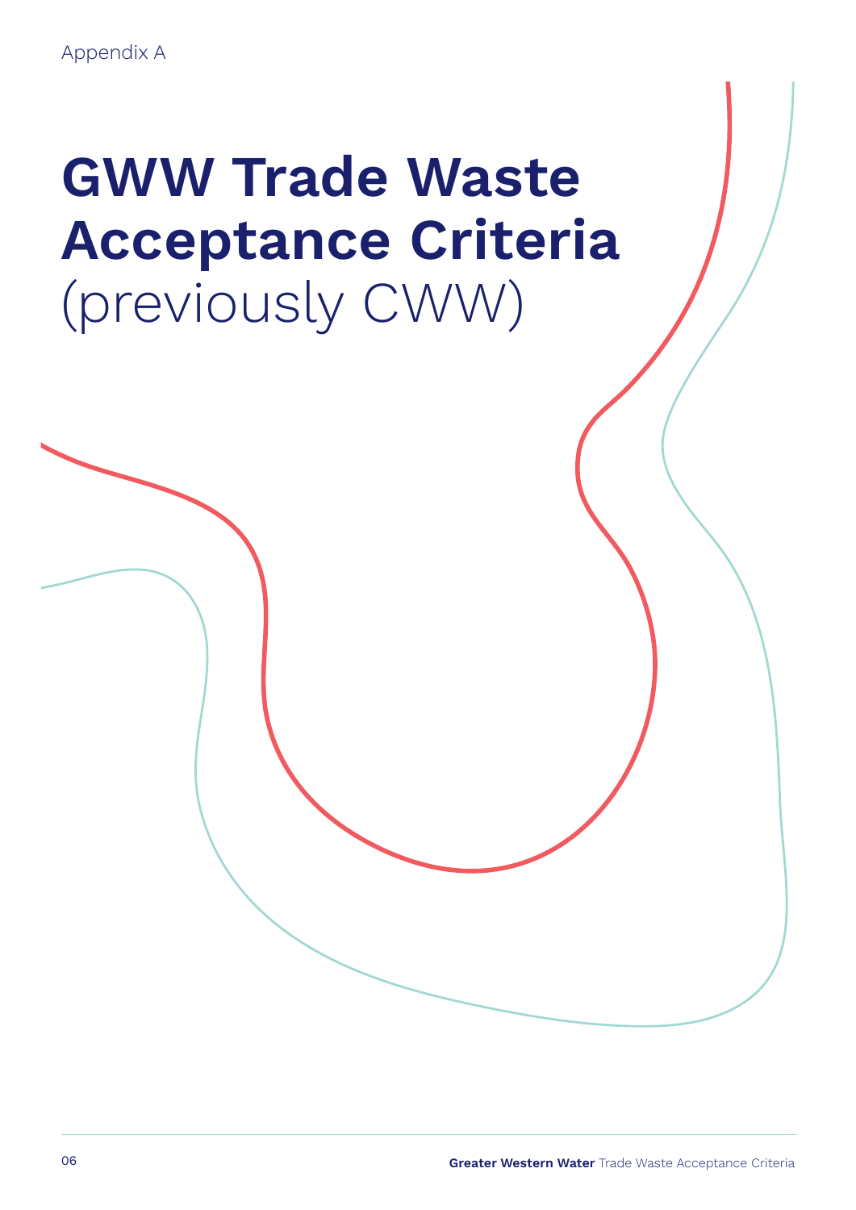Appendix A

# GWW Trade Waste Acceptance Criteria (previously CWW)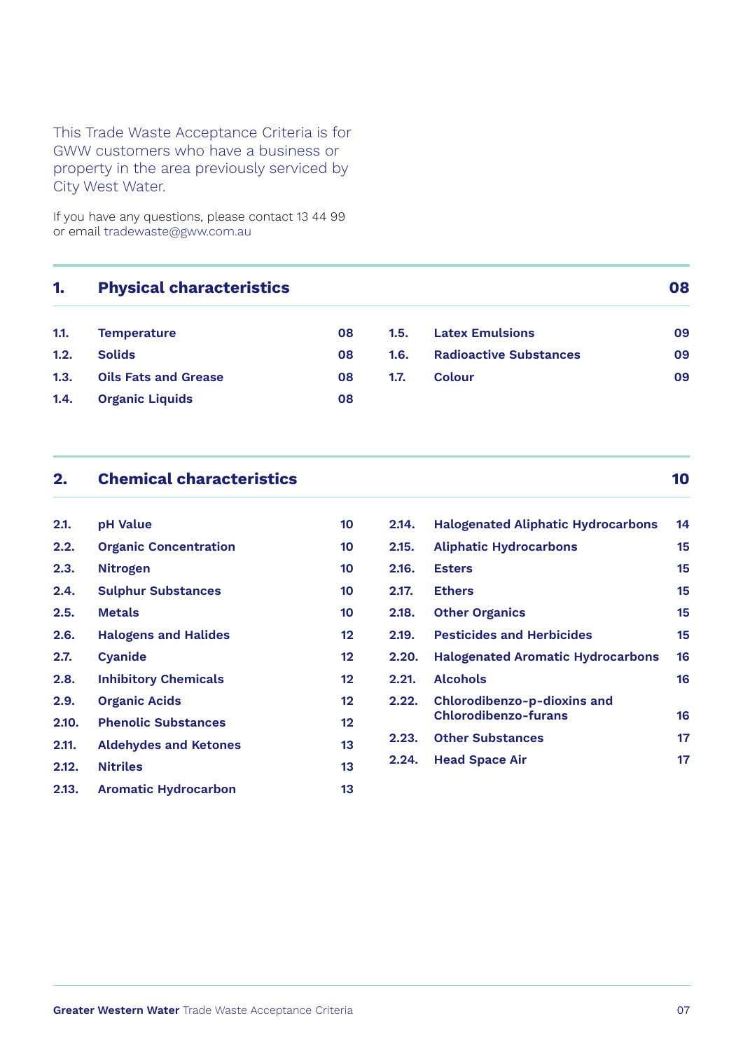This Trade Waste Acceptance Criteria is for GWW customers who have a business or property in the area previously serviced by City West Water.

If you have any questions, please contact 13 44 99 or email tradewaste@gww.com.au

| **1.** | **Physical characteristics** | **08** |
|---|---|---|
| 1.1. | Temperature | 08 |
| 1.2. | Solids | 08 |
| 1.3. | Oils Fats and Grease | 08 |
| 1.4. | Organic Liquids | 08 |
| 1.5. | Latex Emulsions | 09 |
| 1.6. | Radioactive Substances | 09 |
| 1.7. | Colour | 09 |

| **2.** | **Chemical characteristics** | **10** |
|---|---|---|
| 2.1. | pH Value | 10 |
| 2.2. | Organic Concentration | 10 |
| 2.3. | Nitrogen | 10 |
| 2.4. | Sulphur Substances | 10 |
| 2.5. | Metals | 10 |
| 2.6. | Halogens and Halides | 12 |
| 2.7. | Cyanide | 12 |
| 2.8. | Inhibitory Chemicals | 12 |
| 2.9. | Organic Acids | 12 |
| 2.10. | Phenolic Substances | 12 |
| 2.11. | Aldehydes and Ketones | 13 |
| 2.12. | Nitriles | 13 |
| 2.13. | Aromatic Hydrocarbon | 13 |
| 2.14. | Halogenated Aliphatic Hydrocarbons | 14 |
| 2.15. | Aliphatic Hydrocarbons | 15 |
| 2.16. | Esters | 15 |
| 2.17. | Ethers | 15 |
| 2.18. | Other Organics | 15 |
| 2.19. | Pesticides and Herbicides | 15 |
| 2.20. | Halogenated Aromatic Hydrocarbons | 16 |
| 2.21. | Alcohols | 16 |
| 2.22. | Chlorodibenzo-p-dioxins and Chlorodibenzo-furans | 16 |
| 2.23. | Other Substances | 17 |
| 2.24. | Head Space Air | 17 |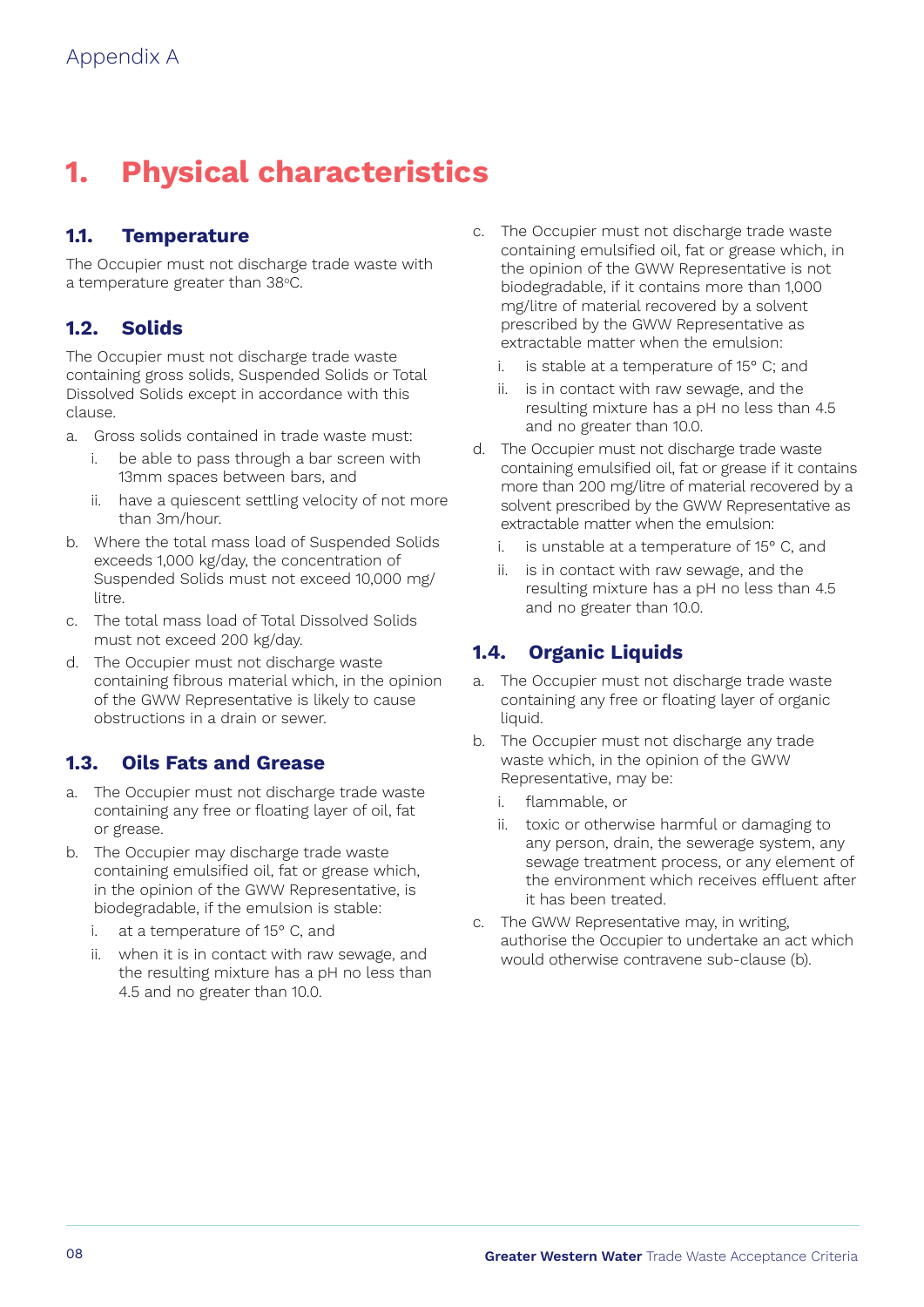Appendix A

# 1. Physical characteristics

## 1.1. Temperature

The Occupier must not discharge trade waste with a temperature greater than 38°C.

## 1.2. Solids

The Occupier must not discharge trade waste containing gross solids, Suspended Solids or Total Dissolved Solids except in accordance with this clause.

a. Gross solids contained in trade waste must:
   i. be able to pass through a bar screen with 13mm spaces between bars, and
   ii. have a quiescent settling velocity of not more than 3m/hour.
b. Where the total mass load of Suspended Solids exceeds 1,000 kg/day, the concentration of Suspended Solids must not exceed 10,000 mg/litre.
c. The total mass load of Total Dissolved Solids must not exceed 200 kg/day.
d. The Occupier must not discharge waste containing fibrous material which, in the opinion of the GWW Representative is likely to cause obstructions in a drain or sewer.

## 1.3. Oils Fats and Grease

a. The Occupier must not discharge trade waste containing any free or floating layer of oil, fat or grease.
b. The Occupier may discharge trade waste containing emulsified oil, fat or grease which, in the opinion of the GWW Representative, is biodegradable, if the emulsion is stable:
   i. at a temperature of 15° C, and
   ii. when it is in contact with raw sewage, and the resulting mixture has a pH no less than 4.5 and no greater than 10.0.
c. The Occupier must not discharge trade waste containing emulsified oil, fat or grease which, in the opinion of the GWW Representative is not biodegradable, if it contains more than 1,000 mg/litre of material recovered by a solvent prescribed by the GWW Representative as extractable matter when the emulsion:
   i. is stable at a temperature of 15° C; and
   ii. is in contact with raw sewage, and the resulting mixture has a pH no less than 4.5 and no greater than 10.0.
d. The Occupier must not discharge trade waste containing emulsified oil, fat or grease if it contains more than 200 mg/litre of material recovered by a solvent prescribed by the GWW Representative as extractable matter when the emulsion:
   i. is unstable at a temperature of 15° C, and
   ii. is in contact with raw sewage, and the resulting mixture has a pH no less than 4.5 and no greater than 10.0.

## 1.4. Organic Liquids

a. The Occupier must not discharge trade waste containing any free or floating layer of organic liquid.
b. The Occupier must not discharge any trade waste which, in the opinion of the GWW Representative, may be:
   i. flammable, or
   ii. toxic or otherwise harmful or damaging to any person, drain, the sewerage system, any sewage treatment process, or any element of the environment which receives effluent after it has been treated.
c. The GWW Representative may, in writing, authorise the Occupier to undertake an act which would otherwise contravene sub-clause (b).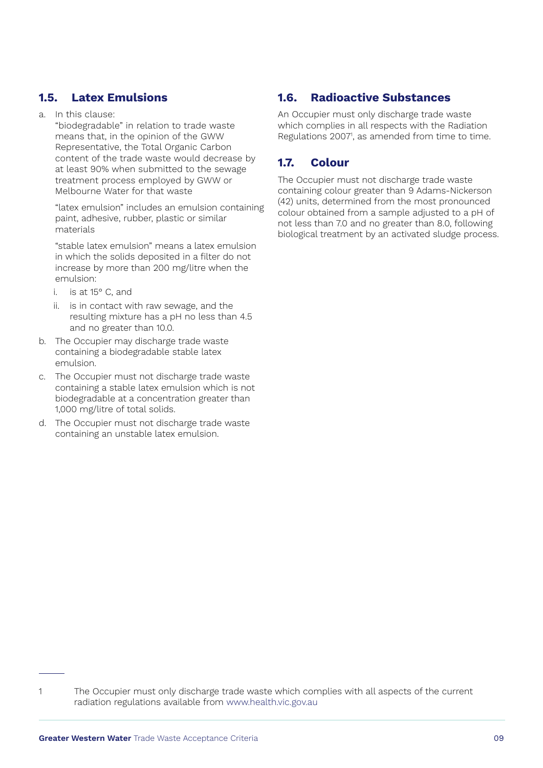## 1.5. Latex Emulsions

a. In this clause:

   "biodegradable" in relation to trade waste means that, in the opinion of the GWW Representative, the Total Organic Carbon content of the trade waste would decrease by at least 90% when submitted to the sewage treatment process employed by GWW or Melbourne Water for that waste

   "latex emulsion" includes an emulsion containing paint, adhesive, rubber, plastic or similar materials

   "stable latex emulsion" means a latex emulsion in which the solids deposited in a filter do not increase by more than 200 mg/litre when the emulsion:

   i. is at 15° C, and
   ii. is in contact with raw sewage, and the resulting mixture has a pH no less than 4.5 and no greater than 10.0.

b. The Occupier may discharge trade waste containing a biodegradable stable latex emulsion.

c. The Occupier must not discharge trade waste containing a stable latex emulsion which is not biodegradable at a concentration greater than 1,000 mg/litre of total solids.

d. The Occupier must not discharge trade waste containing an unstable latex emulsion.

## 1.6. Radioactive Substances

An Occupier must only discharge trade waste which complies in all respects with the Radiation Regulations 2007[1], as amended from time to time.

## 1.7. Colour

The Occupier must not discharge trade waste containing colour greater than 9 Adams-Nickerson (42) units, determined from the most pronounced colour obtained from a sample adjusted to a pH of not less than 7.0 and no greater than 8.0, following biological treatment by an activated sludge process.

---

1 The Occupier must only discharge trade waste which complies with all aspects of the current radiation regulations available from www.health.vic.gov.au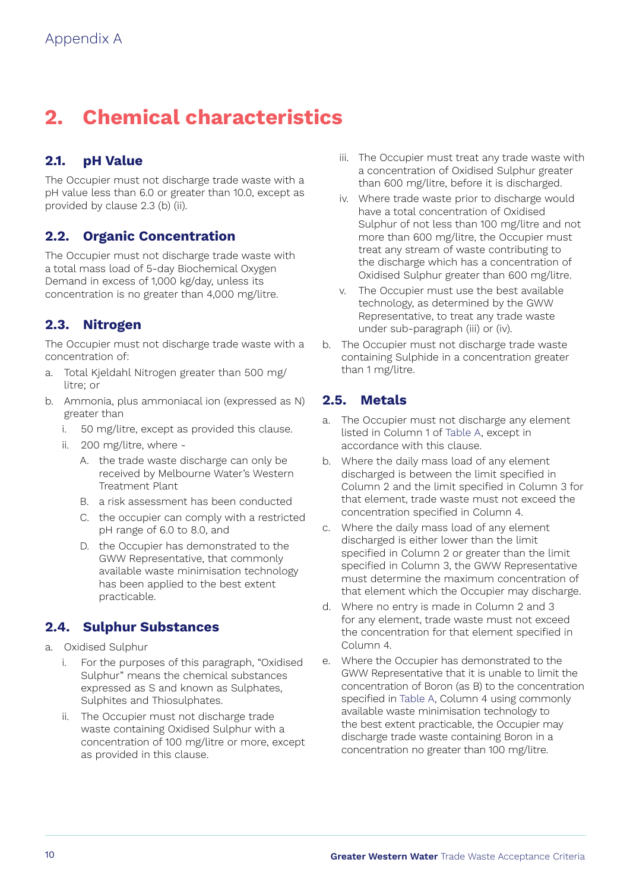## 2. Chemical characteristics

### 2.1. pH Value

The Occupier must not discharge trade waste with a pH value less than 6.0 or greater than 10.0, except as provided by clause 2.3 (b) (ii).

### 2.2. Organic Concentration

The Occupier must not discharge trade waste with a total mass load of 5-day Biochemical Oxygen Demand in excess of 1,000 kg/day, unless its concentration is no greater than 4,000 mg/litre.

### 2.3. Nitrogen

The Occupier must not discharge trade waste with a concentration of:

a. Total Kjeldahl Nitrogen greater than 500 mg/litre; or

b. Ammonia, plus ammoniacal ion (expressed as N) greater than

   i. 50 mg/litre, except as provided this clause.

   ii. 200 mg/litre, where -

      A. the trade waste discharge can only be received by Melbourne Water's Western Treatment Plant

      B. a risk assessment has been conducted

      C. the occupier can comply with a restricted pH range of 6.0 to 8.0, and

      D. the Occupier has demonstrated to the GWW Representative, that commonly available waste minimisation technology has been applied to the best extent practicable.

### 2.4. Sulphur Substances

a. Oxidised Sulphur

   i. For the purposes of this paragraph, "Oxidised Sulphur" means the chemical substances expressed as S and known as Sulphates, Sulphites and Thiosulphates.

   ii. The Occupier must not discharge trade waste containing Oxidised Sulphur with a concentration of 100 mg/litre or more, except as provided in this clause.

   iii. The Occupier must treat any trade waste with a concentration of Oxidised Sulphur greater than 600 mg/litre, before it is discharged.

   iv. Where trade waste prior to discharge would have a total concentration of Oxidised Sulphur of not less than 100 mg/litre and not more than 600 mg/litre, the Occupier must treat any stream of waste contributing to the discharge which has a concentration of Oxidised Sulphur greater than 600 mg/litre.

   v. The Occupier must use the best available technology, as determined by the GWW Representative, to treat any trade waste under sub-paragraph (iii) or (iv).

b. The Occupier must not discharge trade waste containing Sulphide in a concentration greater than 1 mg/litre.

### 2.5. Metals

a. The Occupier must not discharge any element listed in Column 1 of Table A, except in accordance with this clause.

b. Where the daily mass load of any element discharged is between the limit specified in Column 2 and the limit specified in Column 3 for that element, trade waste must not exceed the concentration specified in Column 4.

c. Where the daily mass load of any element discharged is either lower than the limit specified in Column 2 or greater than the limit specified in Column 3, the GWW Representative must determine the maximum concentration of that element which the Occupier may discharge.

d. Where no entry is made in Column 2 and 3 for any element, trade waste must not exceed the concentration for that element specified in Column 4.

e. Where the Occupier has demonstrated to the GWW Representative that it is unable to limit the concentration of Boron (as B) to the concentration specified in Table A, Column 4 using commonly available waste minimisation technology to the best extent practicable, the Occupier may discharge trade waste containing Boron in a concentration no greater than 100 mg/litre.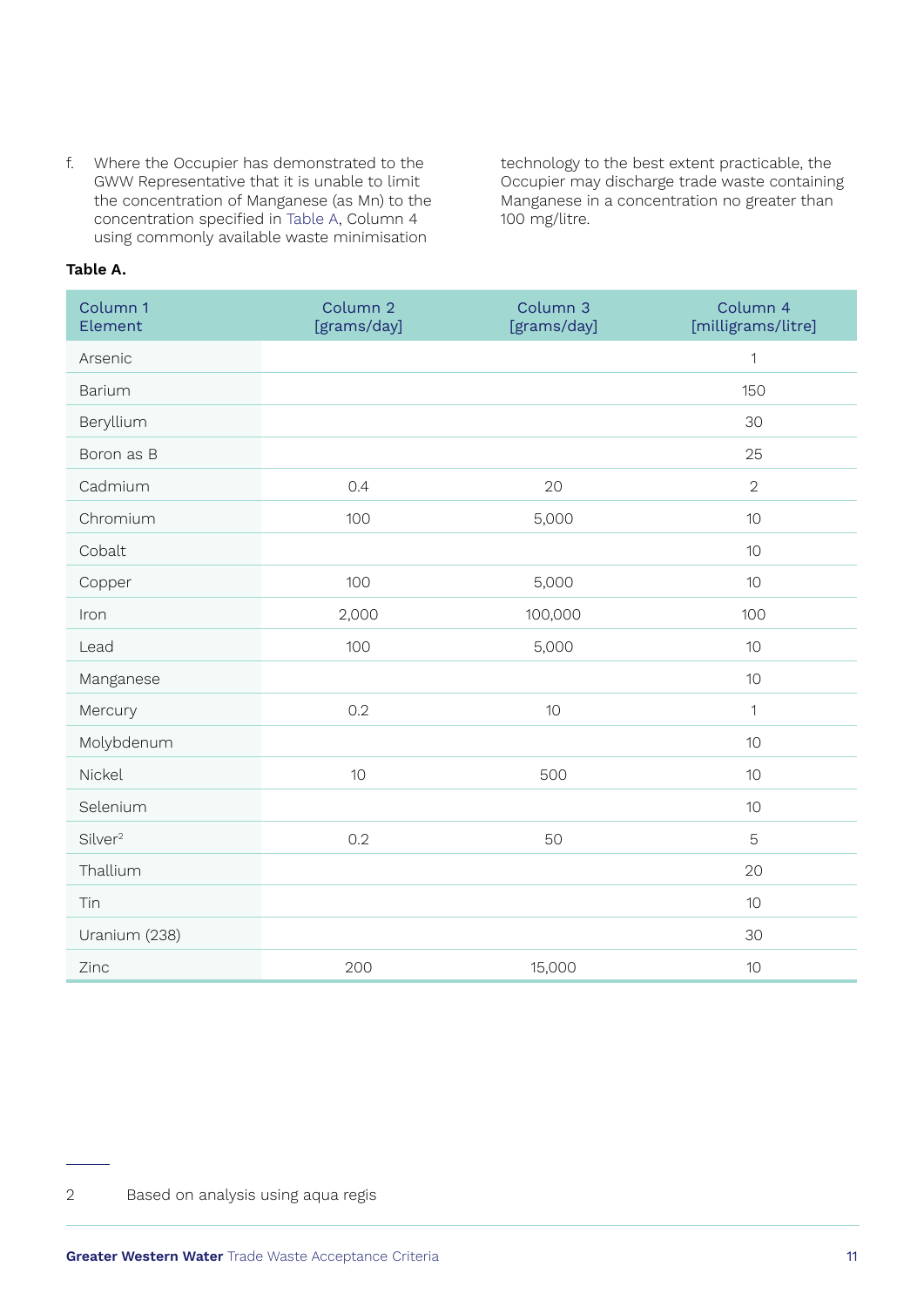f. Where the Occupier has demonstrated to the GWW Representative that it is unable to limit the concentration of Manganese (as Mn) to the concentration specified in Table A, Column 4 using commonly available waste minimisation technology to the best extent practicable, the Occupier may discharge trade waste containing Manganese in a concentration no greater than 100 mg/litre.

**Table A.**

| Column 1 Element | Column 2 [grams/day] | Column 3 [grams/day] | Column 4 [milligrams/litre] |
|---|---|---|---|
| Arsenic | | | 1 |
| Barium | | | 150 |
| Beryllium | | | 30 |
| Boron as B | | | 25 |
| Cadmium | 0.4 | 20 | 2 |
| Chromium | 100 | 5,000 | 10 |
| Cobalt | | | 10 |
| Copper | 100 | 5,000 | 10 |
| Iron | 2,000 | 100,000 | 100 |
| Lead | 100 | 5,000 | 10 |
| Manganese | | | 10 |
| Mercury | 0.2 | 10 | 1 |
| Molybdenum | | | 10 |
| Nickel | 10 | 500 | 10 |
| Selenium | | | 10 |
| Silver[2] | 0.2 | 50 | 5 |
| Thallium | | | 20 |
| Tin | | | 10 |
| Uranium (238) | | | 30 |
| Zinc | 200 | 15,000 | 10 |

2 Based on analysis using aqua regis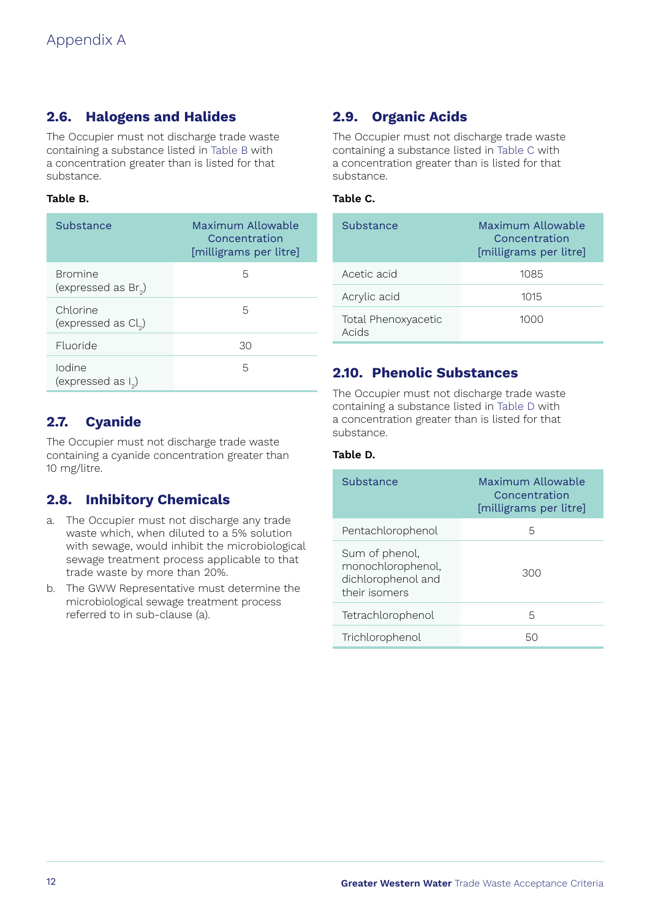Appendix A

## 2.6. Halogens and Halides

The Occupier must not discharge trade waste containing a substance listed in Table B with a concentration greater than is listed for that substance.

**Table B.**

| Substance | Maximum Allowable Concentration [milligrams per litre] |
|---|---|
| Bromine (expressed as $Br_2$) | 5 |
| Chlorine (expressed as $Cl_2$) | 5 |
| Fluoride | 30 |
| Iodine (expressed as $I_2$) | 5 |

## 2.7. Cyanide

The Occupier must not discharge trade waste containing a cyanide concentration greater than 10 mg/litre.

## 2.8. Inhibitory Chemicals

a. The Occupier must not discharge any trade waste which, when diluted to a 5% solution with sewage, would inhibit the microbiological sewage treatment process applicable to that trade waste by more than 20%.

b. The GWW Representative must determine the microbiological sewage treatment process referred to in sub-clause (a).

## 2.9. Organic Acids

The Occupier must not discharge trade waste containing a substance listed in Table C with a concentration greater than is listed for that substance.

**Table C.**

| Substance | Maximum Allowable Concentration [milligrams per litre] |
|---|---|
| Acetic acid | 1085 |
| Acrylic acid | 1015 |
| Total Phenoxyacetic Acids | 1000 |

## 2.10. Phenolic Substances

The Occupier must not discharge trade waste containing a substance listed in Table D with a concentration greater than is listed for that substance.

**Table D.**

| Substance | Maximum Allowable Concentration [milligrams per litre] |
|---|---|
| Pentachlorophenol | 5 |
| Sum of phenol, monochlorophenol, dichlorophenol and their isomers | 300 |
| Tetrachlorophenol | 5 |
| Trichlorophenol | 50 |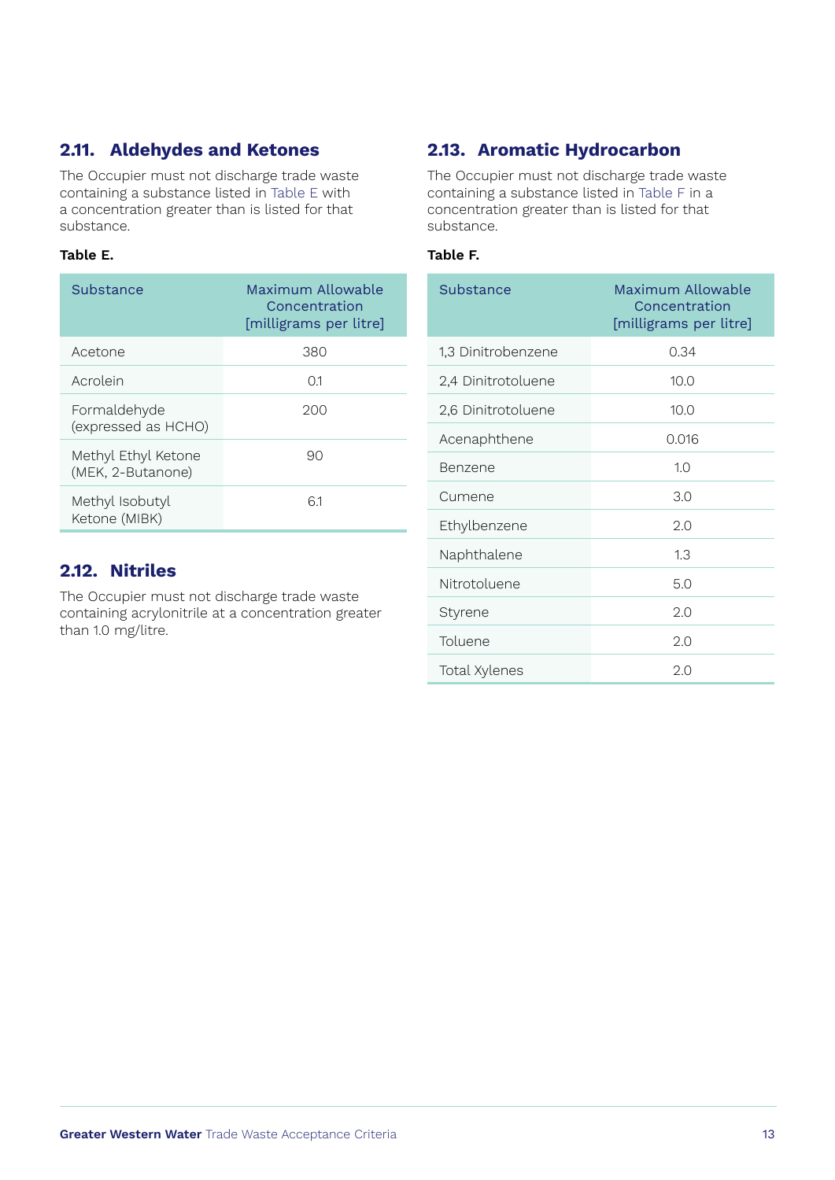## 2.11. Aldehydes and Ketones

The Occupier must not discharge trade waste containing a substance listed in Table E with a concentration greater than is listed for that substance.

**Table E.**

| Substance | Maximum Allowable Concentration [milligrams per litre] |
|---|---|
| Acetone | 380 |
| Acrolein | 0.1 |
| Formaldehyde (expressed as HCHO) | 200 |
| Methyl Ethyl Ketone (MEK, 2-Butanone) | 90 |
| Methyl Isobutyl Ketone (MIBK) | 6.1 |

## 2.12. Nitriles

The Occupier must not discharge trade waste containing acrylonitrile at a concentration greater than 1.0 mg/litre.

## 2.13. Aromatic Hydrocarbon

The Occupier must not discharge trade waste containing a substance listed in Table F in a concentration greater than is listed for that substance.

**Table F.**

| Substance | Maximum Allowable Concentration [milligrams per litre] |
|---|---|
| 1,3 Dinitrobenzene | 0.34 |
| 2,4 Dinitrotoluene | 10.0 |
| 2,6 Dinitrotoluene | 10.0 |
| Acenaphthene | 0.016 |
| Benzene | 1.0 |
| Cumene | 3.0 |
| Ethylbenzene | 2.0 |
| Naphthalene | 1.3 |
| Nitrotoluene | 5.0 |
| Styrene | 2.0 |
| Toluene | 2.0 |
| Total Xylenes | 2.0 |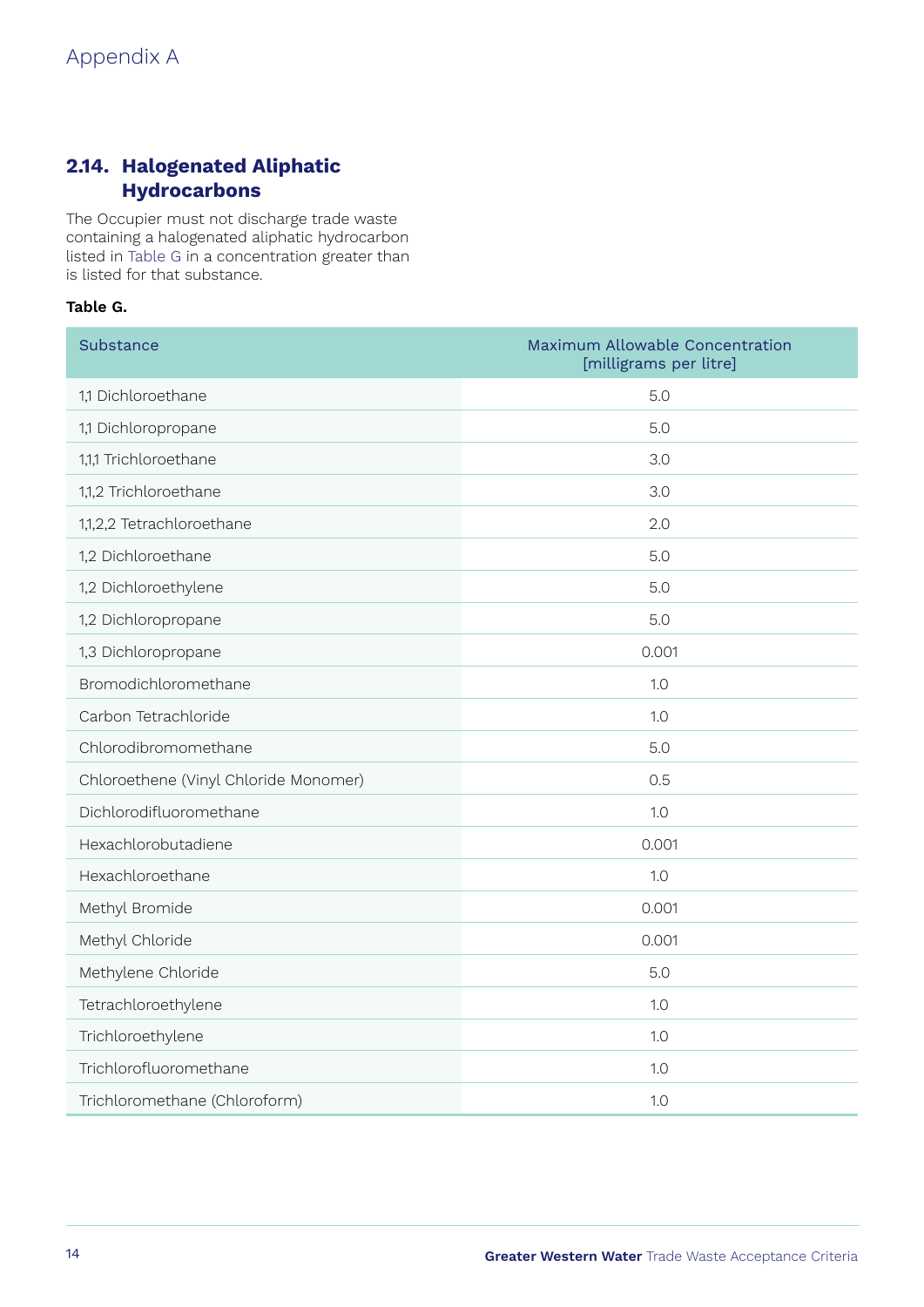## 2.14. Halogenated Aliphatic Hydrocarbons

The Occupier must not discharge trade waste containing a halogenated aliphatic hydrocarbon listed in Table G in a concentration greater than is listed for that substance.

**Table G.**

| Substance | Maximum Allowable Concentration [milligrams per litre] |
|---|---|
| 1,1 Dichloroethane | 5.0 |
| 1,1 Dichloropropane | 5.0 |
| 1,1,1 Trichloroethane | 3.0 |
| 1,1,2 Trichloroethane | 3.0 |
| 1,1,2,2 Tetrachloroethane | 2.0 |
| 1,2 Dichloroethane | 5.0 |
| 1,2 Dichloroethylene | 5.0 |
| 1,2 Dichloropropane | 5.0 |
| 1,3 Dichloropropane | 0.001 |
| Bromodichloromethane | 1.0 |
| Carbon Tetrachloride | 1.0 |
| Chlorodibromomethane | 5.0 |
| Chloroethene (Vinyl Chloride Monomer) | 0.5 |
| Dichlorodifluoromethane | 1.0 |
| Hexachlorobutadiene | 0.001 |
| Hexachloroethane | 1.0 |
| Methyl Bromide | 0.001 |
| Methyl Chloride | 0.001 |
| Methylene Chloride | 5.0 |
| Tetrachloroethylene | 1.0 |
| Trichloroethylene | 1.0 |
| Trichlorofluoromethane | 1.0 |
| Trichloromethane (Chloroform) | 1.0 |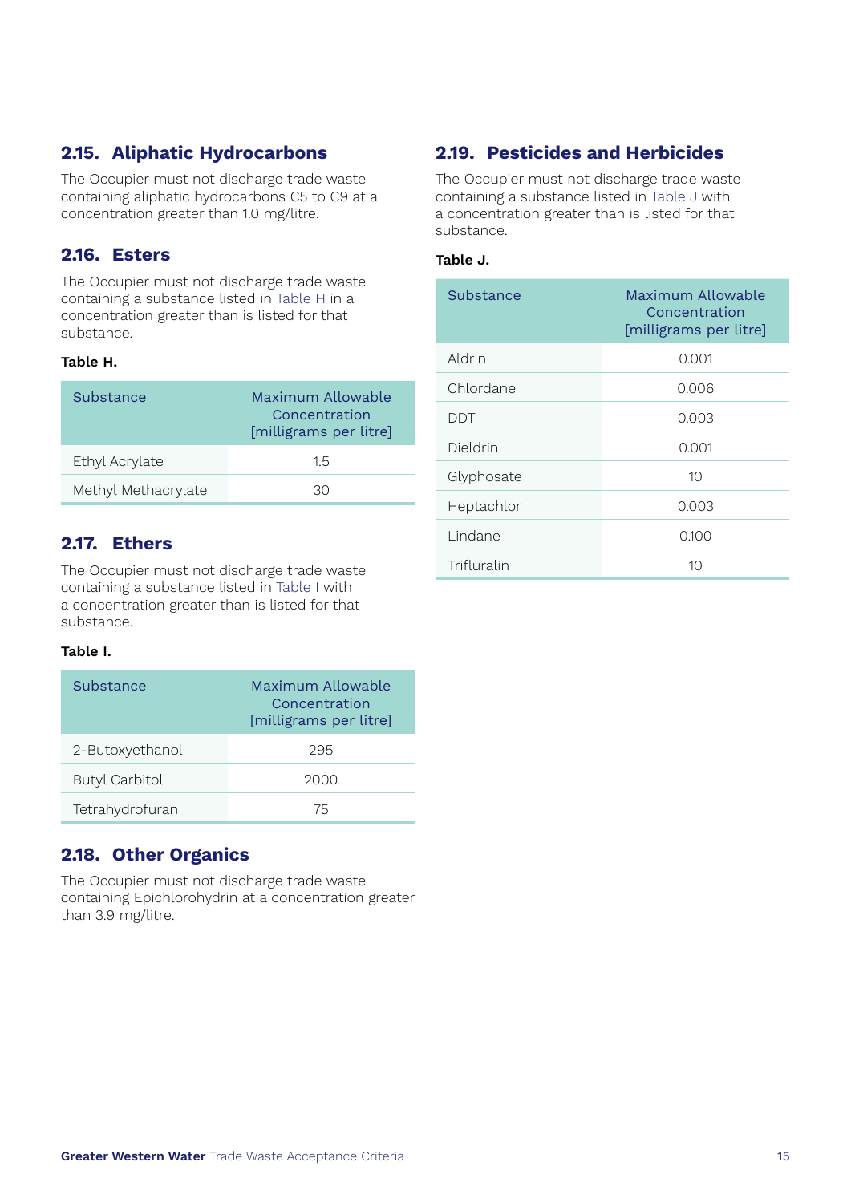## 2.15. Aliphatic Hydrocarbons

The Occupier must not discharge trade waste containing aliphatic hydrocarbons C5 to C9 at a concentration greater than 1.0 mg/litre.

## 2.16. Esters

The Occupier must not discharge trade waste containing a substance listed in Table H in a concentration greater than is listed for that substance.

**Table H.**

| Substance | Maximum Allowable Concentration [milligrams per litre] |
|---|---|
| Ethyl Acrylate | 1.5 |
| Methyl Methacrylate | 30 |

## 2.17. Ethers

The Occupier must not discharge trade waste containing a substance listed in Table I with a concentration greater than is listed for that substance.

**Table I.**

| Substance | Maximum Allowable Concentration [milligrams per litre] |
|---|---|
| 2-Butoxyethanol | 295 |
| Butyl Carbitol | 2000 |
| Tetrahydrofuran | 75 |

## 2.18. Other Organics

The Occupier must not discharge trade waste containing Epichlorohydrin at a concentration greater than 3.9 mg/litre.

## 2.19. Pesticides and Herbicides

The Occupier must not discharge trade waste containing a substance listed in Table J with a concentration greater than is listed for that substance.

**Table J.**

| Substance | Maximum Allowable Concentration [milligrams per litre] |
|---|---|
| Aldrin | 0.001 |
| Chlordane | 0.006 |
| DDT | 0.003 |
| Dieldrin | 0.001 |
| Glyphosate | 10 |
| Heptachlor | 0.003 |
| Lindane | 0.100 |
| Trifluralin | 10 |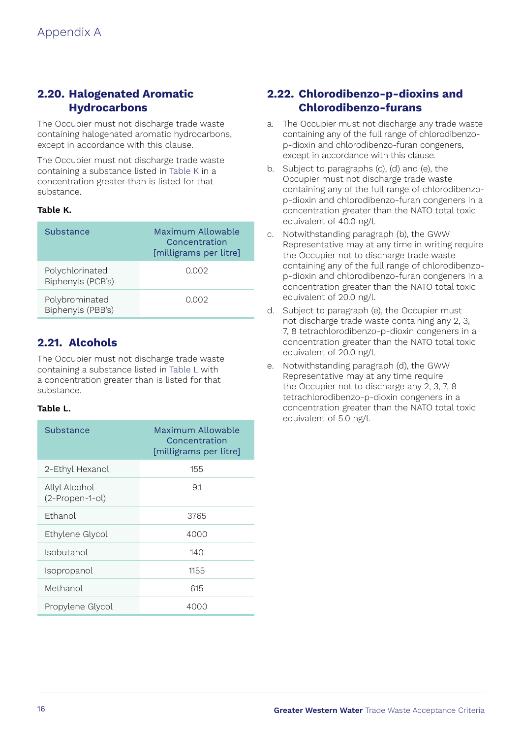# Appendix A

## 2.20. Halogenated Aromatic Hydrocarbons

The Occupier must not discharge trade waste containing halogenated aromatic hydrocarbons, except in accordance with this clause.

The Occupier must not discharge trade waste containing a substance listed in Table K in a concentration greater than is listed for that substance.

**Table K.**

| Substance | Maximum Allowable Concentration [milligrams per litre] |
|---|---|
| Polychlorinated Biphenyls (PCB's) | 0.002 |
| Polybrominated Biphenyls (PBB's) | 0.002 |

## 2.21. Alcohols

The Occupier must not discharge trade waste containing a substance listed in Table L with a concentration greater than is listed for that substance.

**Table L.**

| Substance | Maximum Allowable Concentration [milligrams per litre] |
|---|---|
| 2-Ethyl Hexanol | 155 |
| Allyl Alcohol (2-Propen-1-ol) | 9.1 |
| Ethanol | 3765 |
| Ethylene Glycol | 4000 |
| Isobutanol | 140 |
| Isopropanol | 1155 |
| Methanol | 615 |
| Propylene Glycol | 4000 |

## 2.22. Chlorodibenzo-p-dioxins and Chlorodibenzo-furans

a. The Occupier must not discharge any trade waste containing any of the full range of chlorodibenzo-p-dioxin and chlorodibenzo-furan congeners, except in accordance with this clause.

b. Subject to paragraphs (c), (d) and (e), the Occupier must not discharge trade waste containing any of the full range of chlorodibenzo-p-dioxin and chlorodibenzo-furan congeners in a concentration greater than the NATO total toxic equivalent of 40.0 ng/l.

c. Notwithstanding paragraph (b), the GWW Representative may at any time in writing require the Occupier not to discharge trade waste containing any of the full range of chlorodibenzo-p-dioxin and chlorodibenzo-furan congeners in a concentration greater than the NATO total toxic equivalent of 20.0 ng/l.

d. Subject to paragraph (e), the Occupier must not discharge trade waste containing any 2, 3, 7, 8 tetrachlorodibenzo-p-dioxin congeners in a concentration greater than the NATO total toxic equivalent of 20.0 ng/l.

e. Notwithstanding paragraph (d), the GWW Representative may at any time require the Occupier not to discharge any 2, 3, 7, 8 tetrachlorodibenzo-p-dioxin congeners in a concentration greater than the NATO total toxic equivalent of 5.0 ng/l.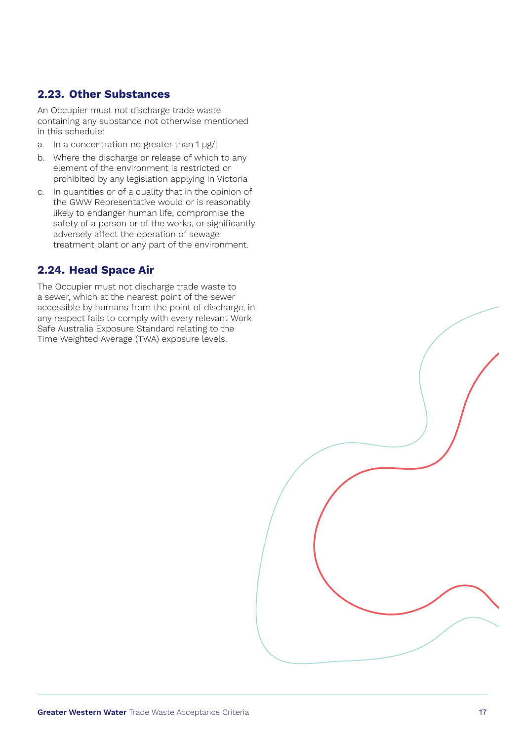## 2.23. Other Substances

An Occupier must not discharge trade waste containing any substance not otherwise mentioned in this schedule:

a. In a concentration no greater than 1 µg/l
b. Where the discharge or release of which to any element of the environment is restricted or prohibited by any legislation applying in Victoria
c. In quantities or of a quality that in the opinion of the GWW Representative would or is reasonably likely to endanger human life, compromise the safety of a person or of the works, or significantly adversely affect the operation of sewage treatment plant or any part of the environment.

## 2.24. Head Space Air

The Occupier must not discharge trade waste to a sewer, which at the nearest point of the sewer accessible by humans from the point of discharge, in any respect fails to comply with every relevant Work Safe Australia Exposure Standard relating to the Time Weighted Average (TWA) exposure levels.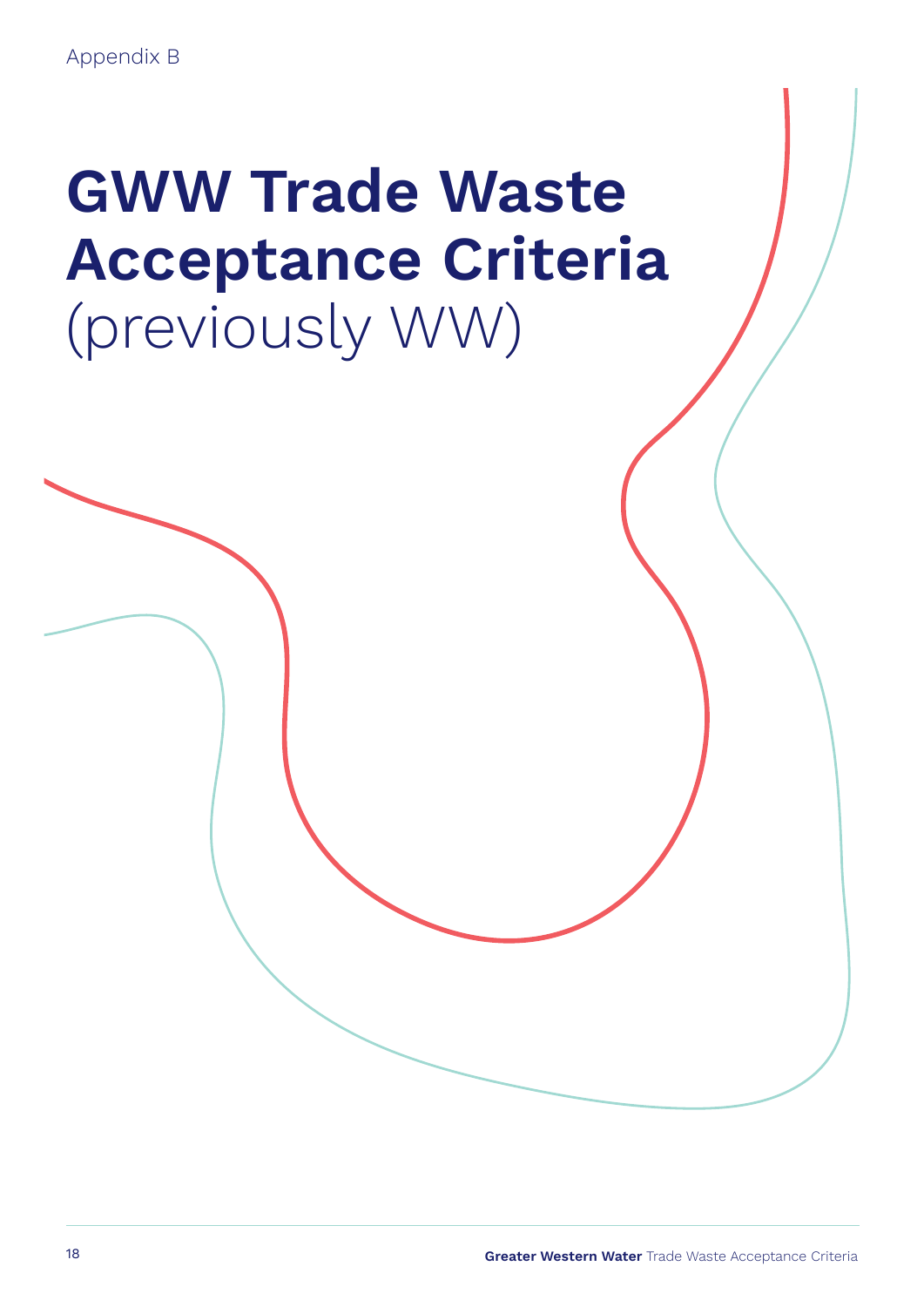Appendix B

# GWW Trade Waste Acceptance Criteria (previously WW)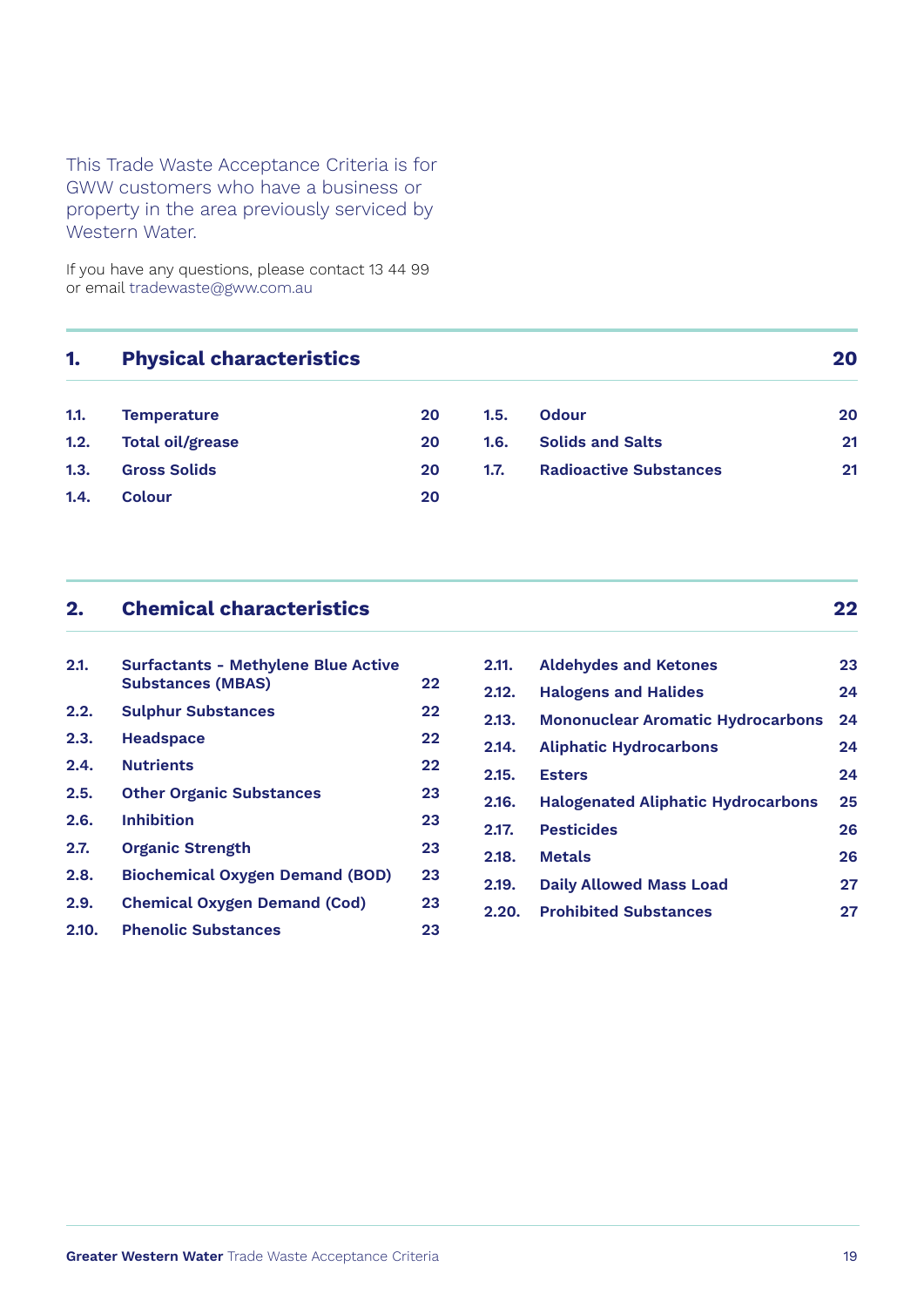This Trade Waste Acceptance Criteria is for GWW customers who have a business or property in the area previously serviced by Western Water.

If you have any questions, please contact 13 44 99 or email tradewaste@gww.com.au

## 1. Physical characteristics — 20

| | | |
|---|---|---|
| 1.1. | Temperature | 20 |
| 1.2. | Total oil/grease | 20 |
| 1.3. | Gross Solids | 20 |
| 1.4. | Colour | 20 |
| 1.5. | Odour | 20 |
| 1.6. | Solids and Salts | 21 |
| 1.7. | Radioactive Substances | 21 |

## 2. Chemical characteristics — 22

| | | |
|---|---|---|
| 2.1. | Surfactants - Methylene Blue Active Substances (MBAS) | 22 |
| 2.2. | Sulphur Substances | 22 |
| 2.3. | Headspace | 22 |
| 2.4. | Nutrients | 22 |
| 2.5. | Other Organic Substances | 23 |
| 2.6. | Inhibition | 23 |
| 2.7. | Organic Strength | 23 |
| 2.8. | Biochemical Oxygen Demand (BOD) | 23 |
| 2.9. | Chemical Oxygen Demand (Cod) | 23 |
| 2.10. | Phenolic Substances | 23 |
| 2.11. | Aldehydes and Ketones | 23 |
| 2.12. | Halogens and Halides | 24 |
| 2.13. | Mononuclear Aromatic Hydrocarbons | 24 |
| 2.14. | Aliphatic Hydrocarbons | 24 |
| 2.15. | Esters | 24 |
| 2.16. | Halogenated Aliphatic Hydrocarbons | 25 |
| 2.17. | Pesticides | 26 |
| 2.18. | Metals | 26 |
| 2.19. | Daily Allowed Mass Load | 27 |
| 2.20. | Prohibited Substances | 27 |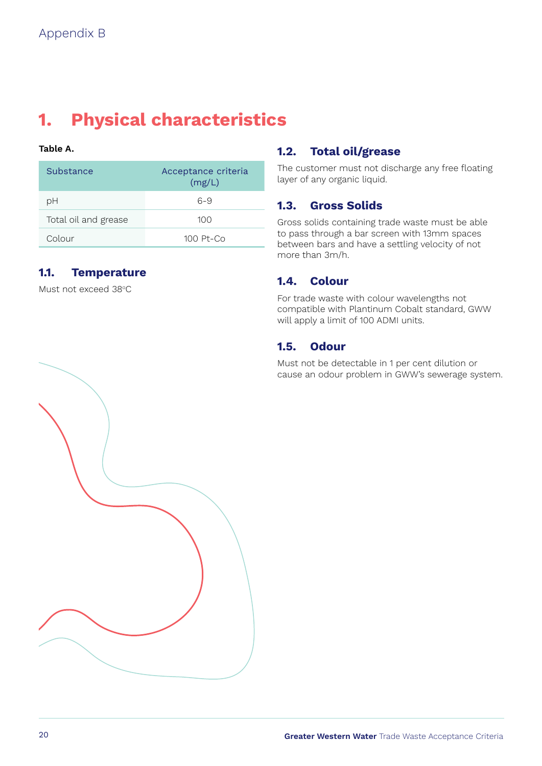Appendix B

# 1. Physical characteristics

**Table A.**

| Substance | Acceptance criteria (mg/L) |
| --- | --- |
| pH | 6-9 |
| Total oil and grease | 100 |
| Colour | 100 Pt-Co |

## 1.1. Temperature

Must not exceed 38°C

## 1.2. Total oil/grease

The customer must not discharge any free floating layer of any organic liquid.

## 1.3. Gross Solids

Gross solids containing trade waste must be able to pass through a bar screen with 13mm spaces between bars and have a settling velocity of not more than 3m/h.

## 1.4. Colour

For trade waste with colour wavelengths not compatible with Plantinum Cobalt standard, GWW will apply a limit of 100 ADMI units.

## 1.5. Odour

Must not be detectable in 1 per cent dilution or cause an odour problem in GWW's sewerage system.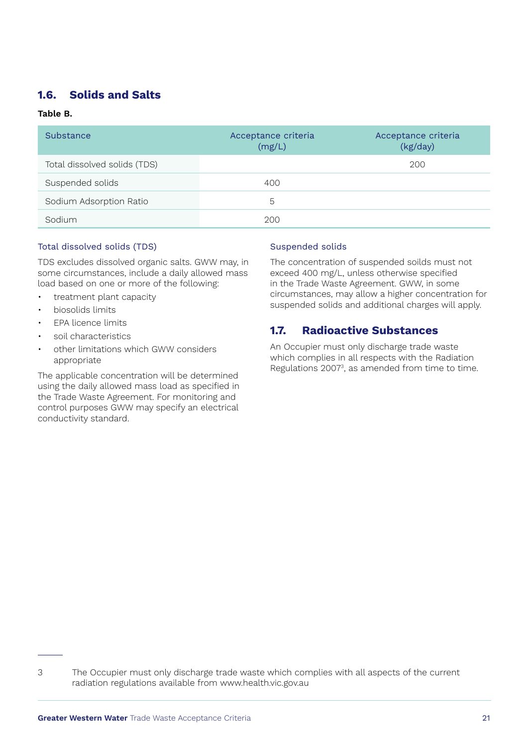## 1.6. Solids and Salts

**Table B.**

| Substance | Acceptance criteria (mg/L) | Acceptance criteria (kg/day) |
|---|---|---|
| Total dissolved solids (TDS) | | 200 |
| Suspended solids | 400 | |
| Sodium Adsorption Ratio | 5 | |
| Sodium | 200 | |

### Total dissolved solids (TDS)

TDS excludes dissolved organic salts. GWW may, in some circumstances, include a daily allowed mass load based on one or more of the following:

- treatment plant capacity
- biosolids limits
- EPA licence limits
- soil characteristics
- other limitations which GWW considers appropriate

The applicable concentration will be determined using the daily allowed mass load as specified in the Trade Waste Agreement. For monitoring and control purposes GWW may specify an electrical conductivity standard.

### Suspended solids

The concentration of suspended soilds must not exceed 400 mg/L, unless otherwise specified in the Trade Waste Agreement. GWW, in some circumstances, may allow a higher concentration for suspended solids and additional charges will apply.

## 1.7. Radioactive Substances

An Occupier must only discharge trade waste which complies in all respects with the Radiation Regulations 2007[3], as amended from time to time.

---

3 The Occupier must only discharge trade waste which complies with all aspects of the current radiation regulations available from www.health.vic.gov.au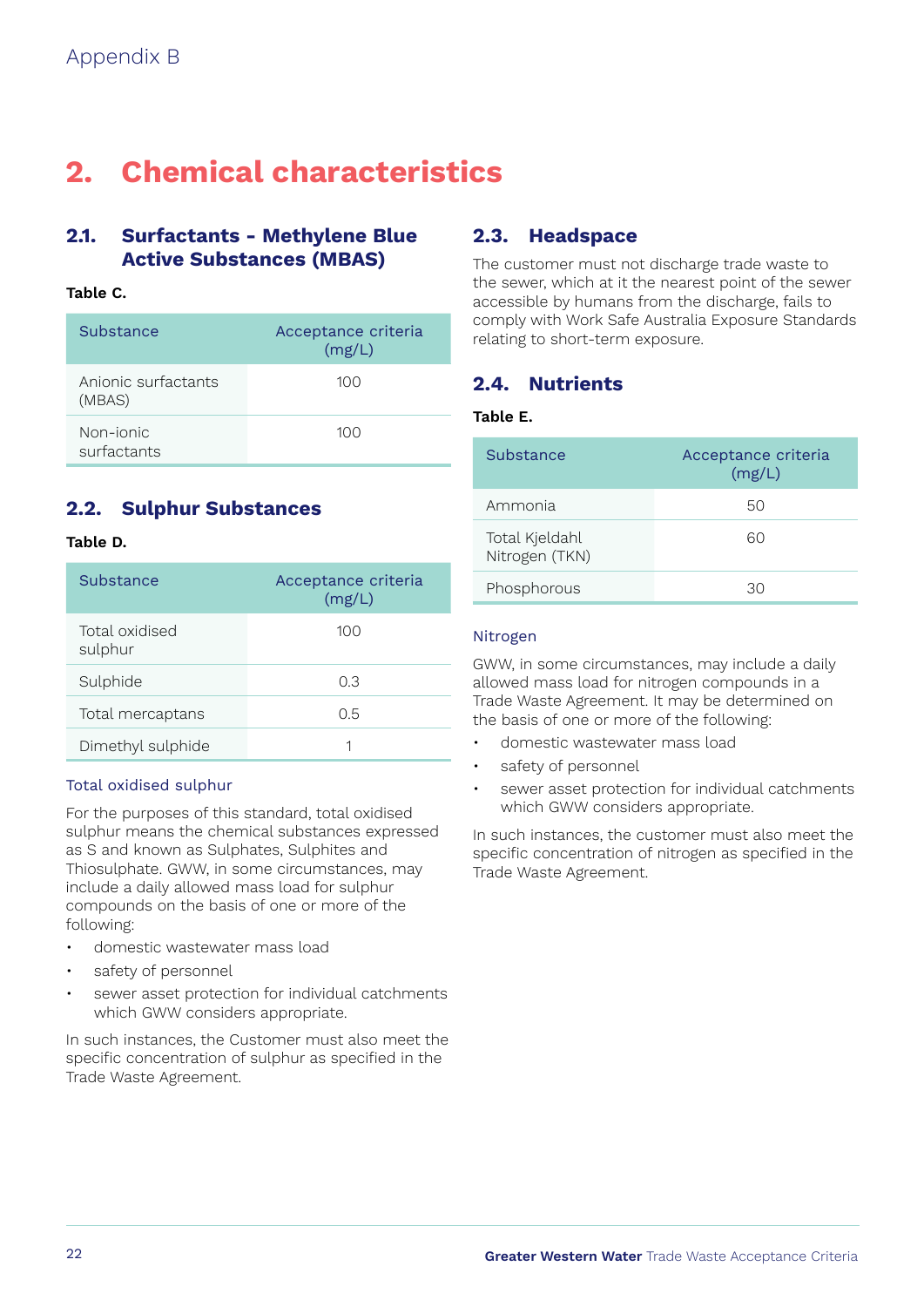Appendix B

# 2. Chemical characteristics

## 2.1. Surfactants - Methylene Blue Active Substances (MBAS)

**Table C.**

| Substance | Acceptance criteria (mg/L) |
|---|---|
| Anionic surfactants (MBAS) | 100 |
| Non-ionic surfactants | 100 |

## 2.2. Sulphur Substances

**Table D.**

| Substance | Acceptance criteria (mg/L) |
|---|---|
| Total oxidised sulphur | 100 |
| Sulphide | 0.3 |
| Total mercaptans | 0.5 |
| Dimethyl sulphide | 1 |

### Total oxidised sulphur

For the purposes of this standard, total oxidised sulphur means the chemical substances expressed as S and known as Sulphates, Sulphites and Thiosulphate. GWW, in some circumstances, may include a daily allowed mass load for sulphur compounds on the basis of one or more of the following:

- domestic wastewater mass load
- safety of personnel
- sewer asset protection for individual catchments which GWW considers appropriate.

In such instances, the Customer must also meet the specific concentration of sulphur as specified in the Trade Waste Agreement.

## 2.3. Headspace

The customer must not discharge trade waste to the sewer, which at it the nearest point of the sewer accessible by humans from the discharge, fails to comply with Work Safe Australia Exposure Standards relating to short-term exposure.

## 2.4. Nutrients

**Table E.**

| Substance | Acceptance criteria (mg/L) |
|---|---|
| Ammonia | 50 |
| Total Kjeldahl Nitrogen (TKN) | 60 |
| Phosphorous | 30 |

### Nitrogen

GWW, in some circumstances, may include a daily allowed mass load for nitrogen compounds in a Trade Waste Agreement. It may be determined on the basis of one or more of the following:

- domestic wastewater mass load
- safety of personnel
- sewer asset protection for individual catchments which GWW considers appropriate.

In such instances, the customer must also meet the specific concentration of nitrogen as specified in the Trade Waste Agreement.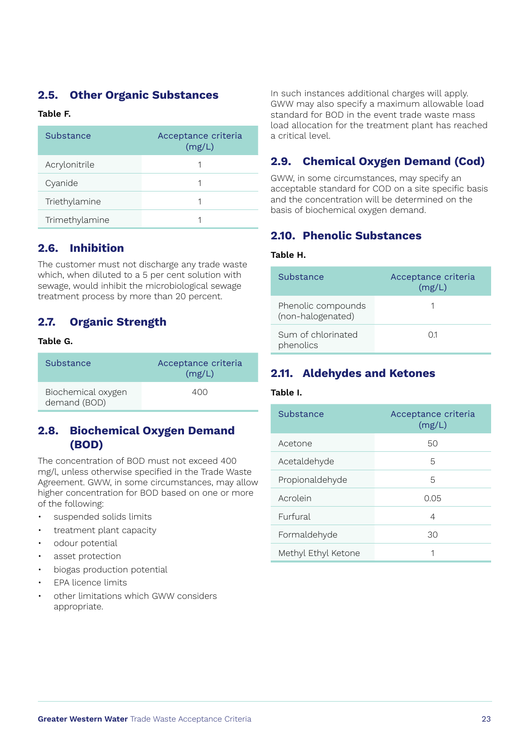## 2.5. Other Organic Substances

**Table F.**

| Substance | Acceptance criteria (mg/L) |
|---|---|
| Acrylonitrile | 1 |
| Cyanide | 1 |
| Triethylamine | 1 |
| Trimethylamine | 1 |

## 2.6. Inhibition

The customer must not discharge any trade waste which, when diluted to a 5 per cent solution with sewage, would inhibit the microbiological sewage treatment process by more than 20 percent.

## 2.7. Organic Strength

**Table G.**

| Substance | Acceptance criteria (mg/L) |
|---|---|
| Biochemical oxygen demand (BOD) | 400 |

## 2.8. Biochemical Oxygen Demand (BOD)

The concentration of BOD must not exceed 400 mg/l, unless otherwise specified in the Trade Waste Agreement. GWW, in some circumstances, may allow higher concentration for BOD based on one or more of the following:

- suspended solids limits
- treatment plant capacity
- odour potential
- asset protection
- biogas production potential
- EPA licence limits
- other limitations which GWW considers appropriate.

In such instances additional charges will apply. GWW may also specify a maximum allowable load standard for BOD in the event trade waste mass load allocation for the treatment plant has reached a critical level.

## 2.9. Chemical Oxygen Demand (Cod)

GWW, in some circumstances, may specify an acceptable standard for COD on a site specific basis and the concentration will be determined on the basis of biochemical oxygen demand.

## 2.10. Phenolic Substances

**Table H.**

| Substance | Acceptance criteria (mg/L) |
|---|---|
| Phenolic compounds (non-halogenated) | 1 |
| Sum of chlorinated phenolics | 0.1 |

## 2.11. Aldehydes and Ketones

**Table I.**

| Substance | Acceptance criteria (mg/L) |
|---|---|
| Acetone | 50 |
| Acetaldehyde | 5 |
| Propionaldehyde | 5 |
| Acrolein | 0.05 |
| Furfural | 4 |
| Formaldehyde | 30 |
| Methyl Ethyl Ketone | 1 |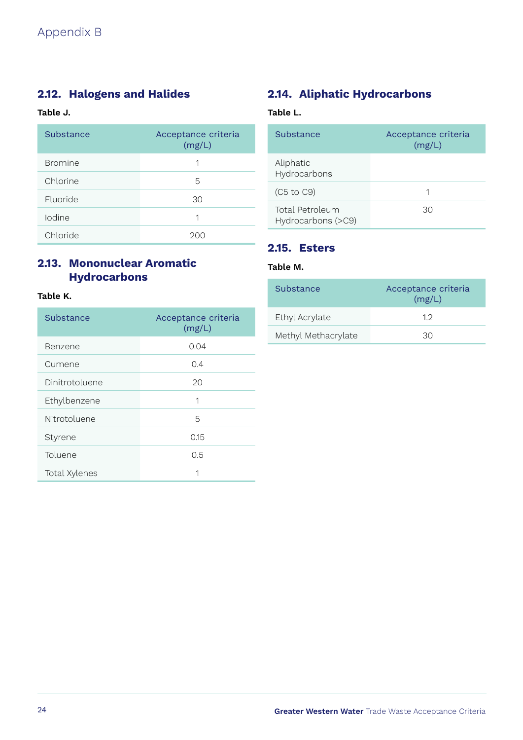Appendix B

## 2.12. Halogens and Halides

**Table J.**

| Substance | Acceptance criteria (mg/L) |
|---|---|
| Bromine | 1 |
| Chlorine | 5 |
| Fluoride | 30 |
| Iodine | 1 |
| Chloride | 200 |

## 2.13. Mononuclear Aromatic Hydrocarbons

**Table K.**

| Substance | Acceptance criteria (mg/L) |
|---|---|
| Benzene | 0.04 |
| Cumene | 0.4 |
| Dinitrotoluene | 20 |
| Ethylbenzene | 1 |
| Nitrotoluene | 5 |
| Styrene | 0.15 |
| Toluene | 0.5 |
| Total Xylenes | 1 |

## 2.14. Aliphatic Hydrocarbons

**Table L.**

| Substance | Acceptance criteria (mg/L) |
|---|---|
| Aliphatic Hydrocarbons | |
| (C5 to C9) | 1 |
| Total Petroleum Hydrocarbons (>C9) | 30 |

## 2.15. Esters

**Table M.**

| Substance | Acceptance criteria (mg/L) |
|---|---|
| Ethyl Acrylate | 1.2 |
| Methyl Methacrylate | 30 |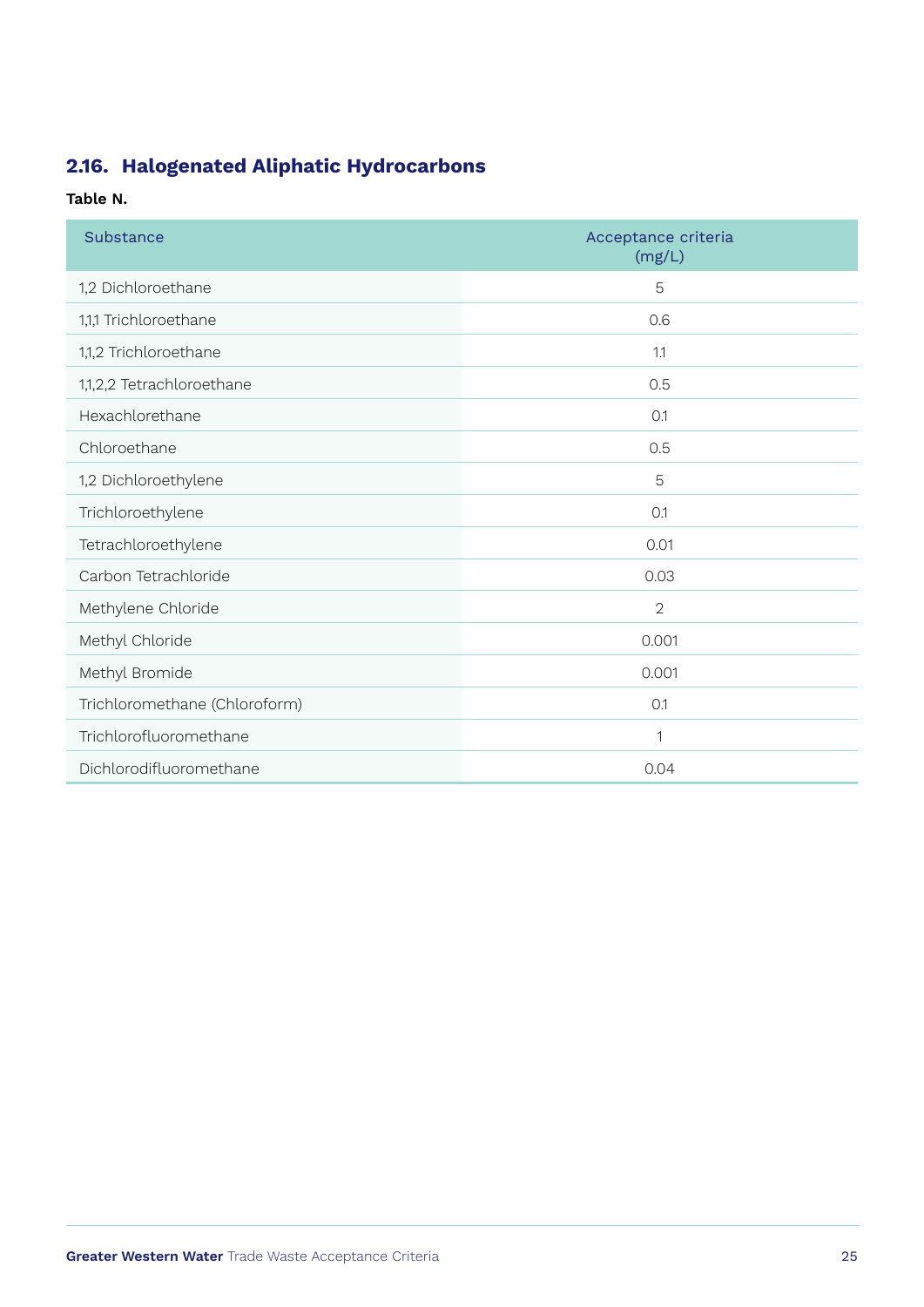## 2.16. Halogenated Aliphatic Hydrocarbons

**Table N.**

| Substance | Acceptance criteria (mg/L) |
|---|---|
| 1,2 Dichloroethane | 5 |
| 1,1,1 Trichloroethane | 0.6 |
| 1,1,2 Trichloroethane | 1.1 |
| 1,1,2,2 Tetrachloroethane | 0.5 |
| Hexachlorethane | 0.1 |
| Chloroethane | 0.5 |
| 1,2 Dichloroethylene | 5 |
| Trichloroethylene | 0.1 |
| Tetrachloroethylene | 0.01 |
| Carbon Tetrachloride | 0.03 |
| Methylene Chloride | 2 |
| Methyl Chloride | 0.001 |
| Methyl Bromide | 0.001 |
| Trichloromethane (Chloroform) | 0.1 |
| Trichlorofluoromethane | 1 |
| Dichlorodifluoromethane | 0.04 |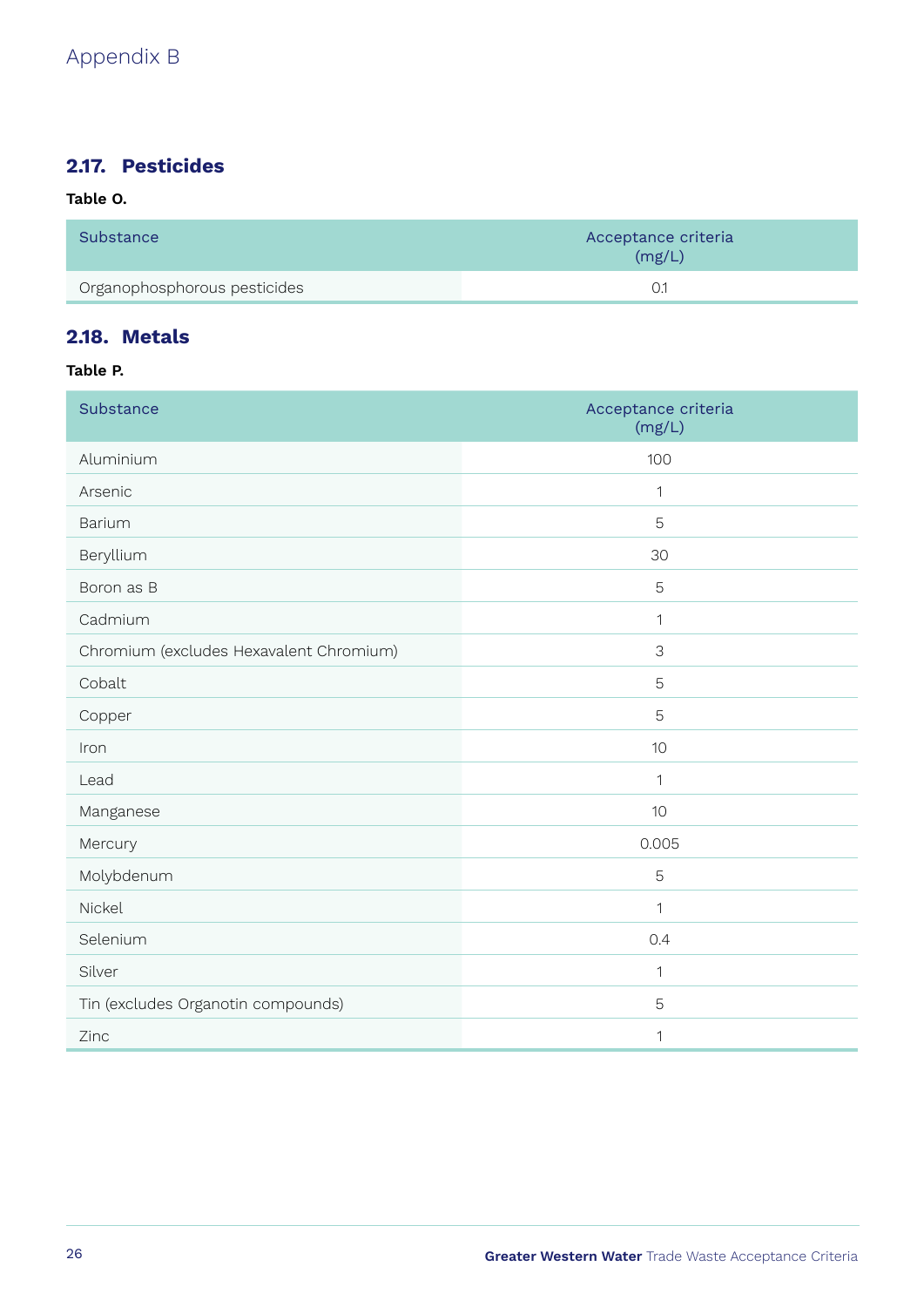Appendix B

## 2.17. Pesticides

**Table O.**

| Substance | Acceptance criteria (mg/L) |
|---|---|
| Organophosphorous pesticides | 0.1 |

## 2.18. Metals

**Table P.**

| Substance | Acceptance criteria (mg/L) |
|---|---|
| Aluminium | 100 |
| Arsenic | 1 |
| Barium | 5 |
| Beryllium | 30 |
| Boron as B | 5 |
| Cadmium | 1 |
| Chromium (excludes Hexavalent Chromium) | 3 |
| Cobalt | 5 |
| Copper | 5 |
| Iron | 10 |
| Lead | 1 |
| Manganese | 10 |
| Mercury | 0.005 |
| Molybdenum | 5 |
| Nickel | 1 |
| Selenium | 0.4 |
| Silver | 1 |
| Tin (excludes Organotin compounds) | 5 |
| Zinc | 1 |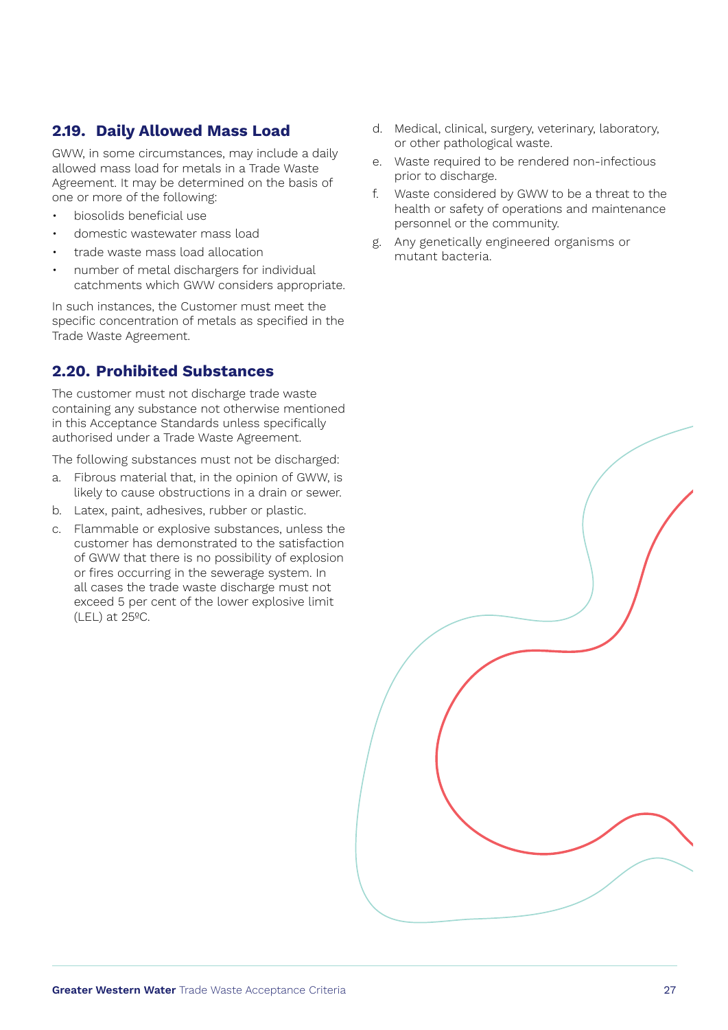## 2.19. Daily Allowed Mass Load

GWW, in some circumstances, may include a daily allowed mass load for metals in a Trade Waste Agreement. It may be determined on the basis of one or more of the following:

- biosolids beneficial use
- domestic wastewater mass load
- trade waste mass load allocation
- number of metal dischargers for individual catchments which GWW considers appropriate.

In such instances, the Customer must meet the specific concentration of metals as specified in the Trade Waste Agreement.

## 2.20. Prohibited Substances

The customer must not discharge trade waste containing any substance not otherwise mentioned in this Acceptance Standards unless specifically authorised under a Trade Waste Agreement.

The following substances must not be discharged:

a. Fibrous material that, in the opinion of GWW, is likely to cause obstructions in a drain or sewer.

b. Latex, paint, adhesives, rubber or plastic.

c. Flammable or explosive substances, unless the customer has demonstrated to the satisfaction of GWW that there is no possibility of explosion or fires occurring in the sewerage system. In all cases the trade waste discharge must not exceed 5 per cent of the lower explosive limit (LEL) at 25ºC.

d. Medical, clinical, surgery, veterinary, laboratory, or other pathological waste.

e. Waste required to be rendered non-infectious prior to discharge.

f. Waste considered by GWW to be a threat to the health or safety of operations and maintenance personnel or the community.

g. Any genetically engineered organisms or mutant bacteria.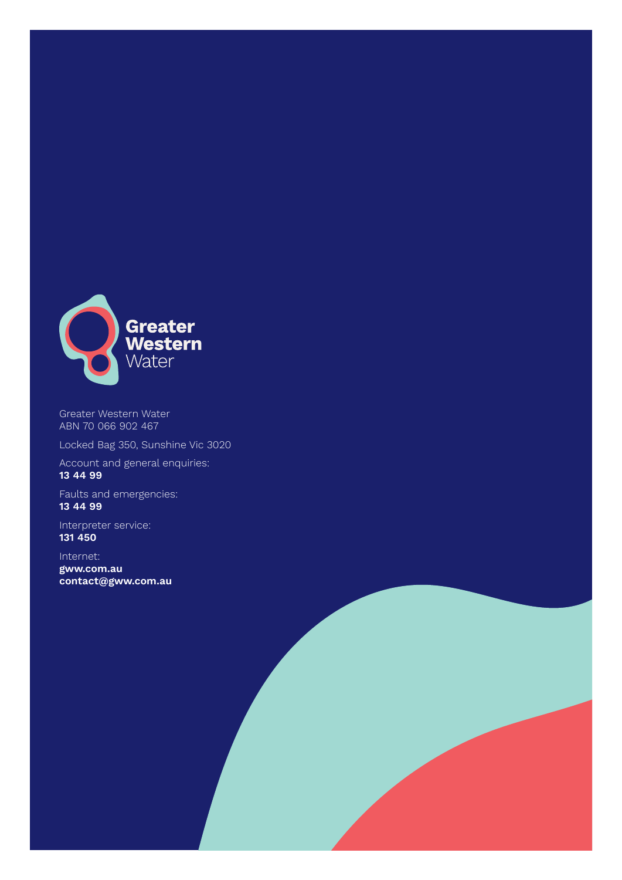Greater Western Water

Greater Western Water
ABN 70 066 902 467

Locked Bag 350, Sunshine Vic 3020

Account and general enquiries:
**13 44 99**

Faults and emergencies:
**13 44 99**

Interpreter service:
**131 450**

Internet:
**gww.com.au**
**contact@gww.com.au**